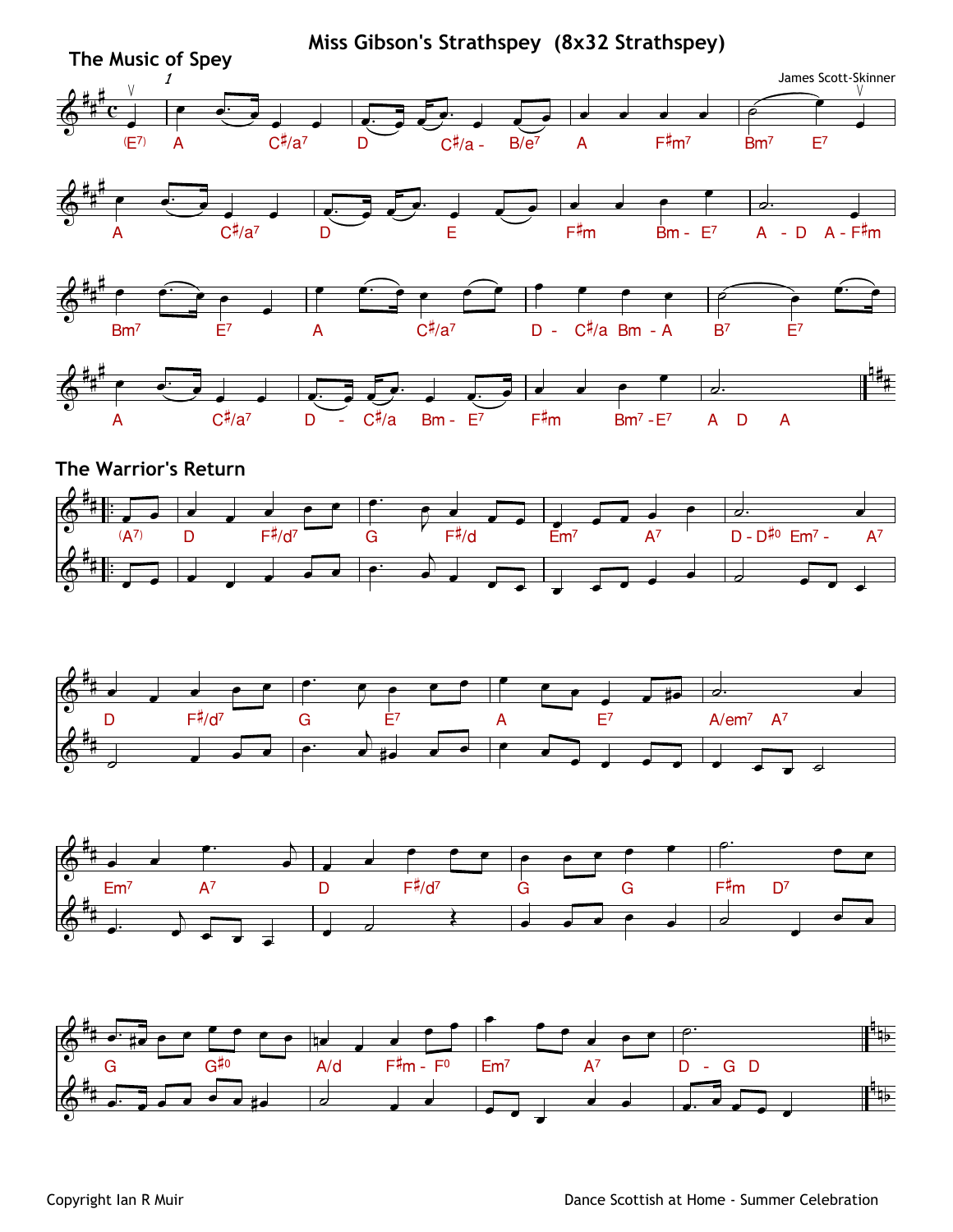# Miss Gibson's Strathspey (8x32 Strathspey)

## The Music of Spey

James Scott-Skinner

(E7) A C♯/a7 D C♯/a - B/e7 A F♯m7 Bm7 E7

A C♯/a7 D E F♯m Bm - E7 A - D A - F♯m

Bm7 E7 A C♯/a7 D - C♯/a Bm - A B7 E7

A C♯/a7 D - C♯/a Bm - E7 F♯m Bm7 - E7 A D A

## The Warrior's Return

(A7) D F♯/d7 G F♯/d Em7 A7 D - D♯0 Em7 - A7

D F♯/d7 G E7 A E7 A/em7 A7

Em7 A7 D F♯/d7 G G F♯m D7

G G♯0 A/d F♯m - F0 Em7 A7 D - G D

Copyright Ian R Muir

Dance Scottish at Home - Summer Celebration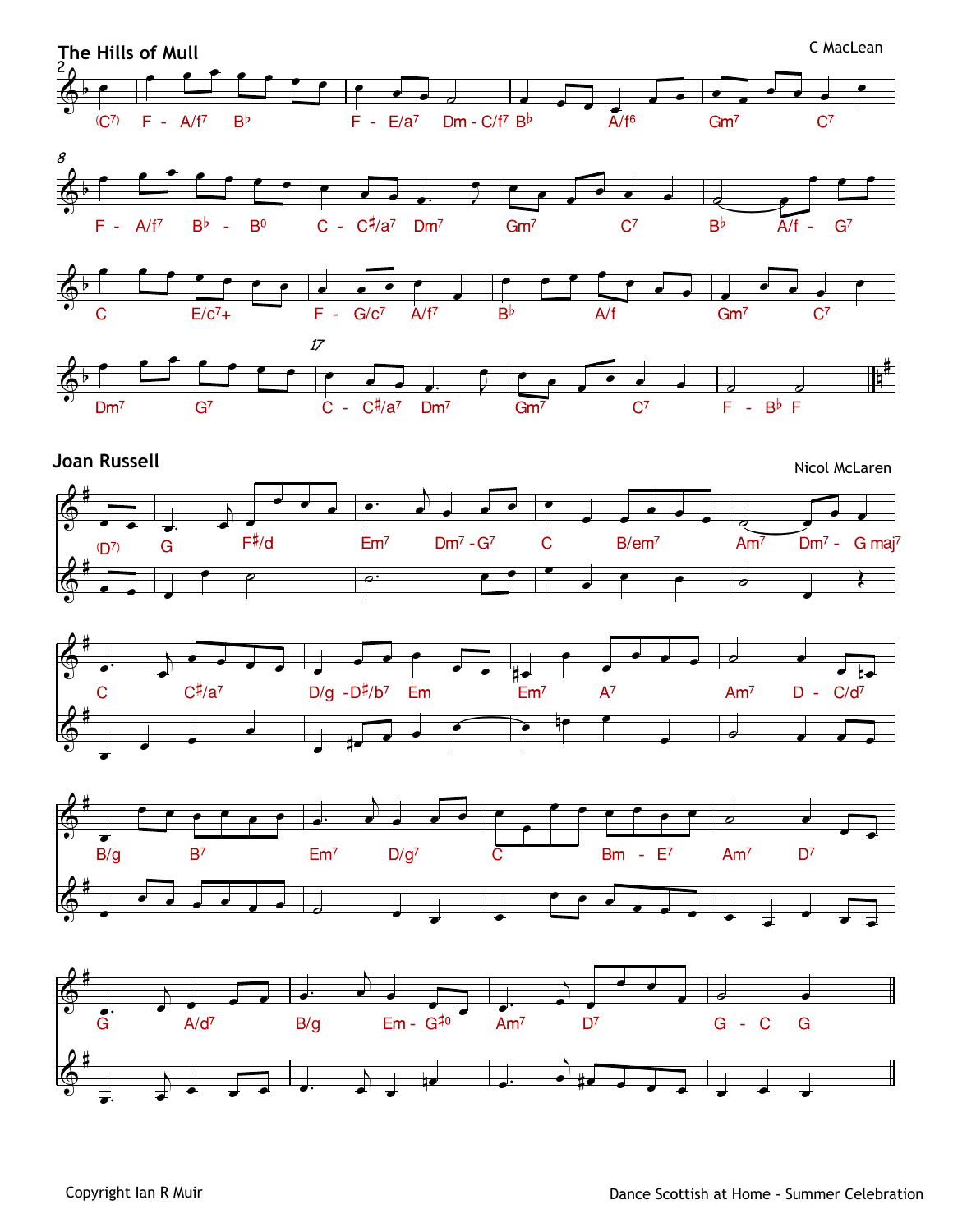## The Hills of Mull

C MacLean

## Joan Russell

Nicol McLaren

Copyright Ian R Muir

Dance Scottish at Home - Summer Celebration